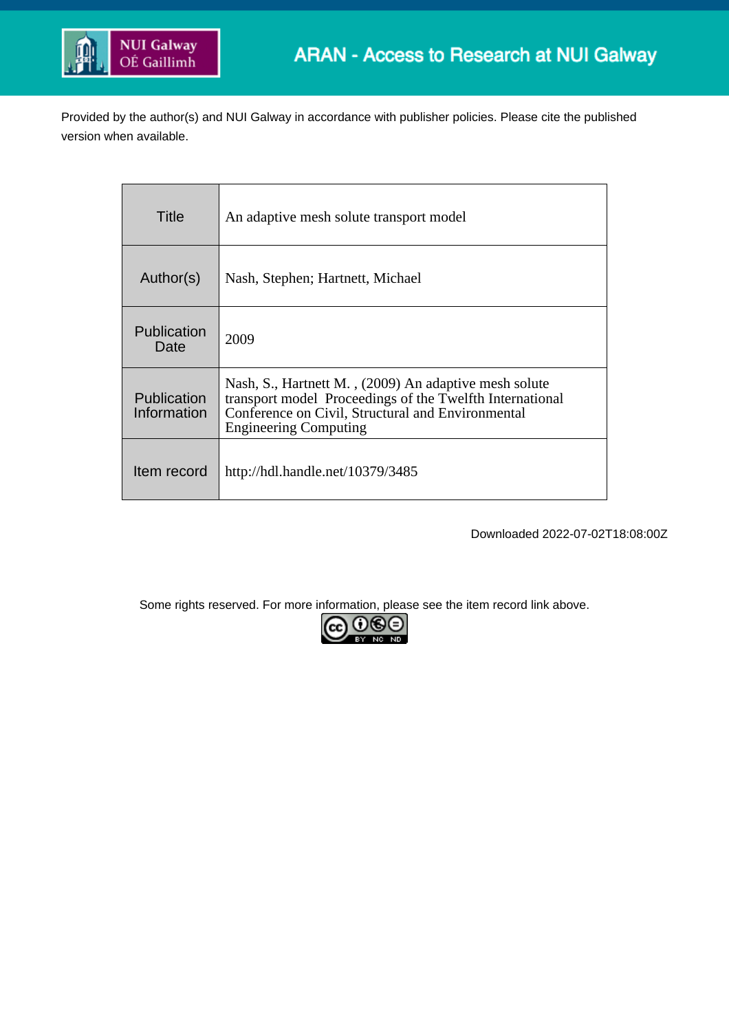Provided by the author(s) and NUI Galway in accordance with publisher policies. Please cite the published version when available.

| Title | An adaptive mesh solute transport model |
|---|---|
| Author(s) | Nash, Stephen; Hartnett, Michael |
| Publication Date | 2009 |
| Publication Information | Nash, S., Hartnett M. , (2009) An adaptive mesh solute transport model Proceedings of the Twelfth International Conference on Civil, Structural and Environmental Engineering Computing |
| Item record | http://hdl.handle.net/10379/3485 |

Downloaded 2022-07-02T18:08:00Z

Some rights reserved. For more information, please see the item record link above.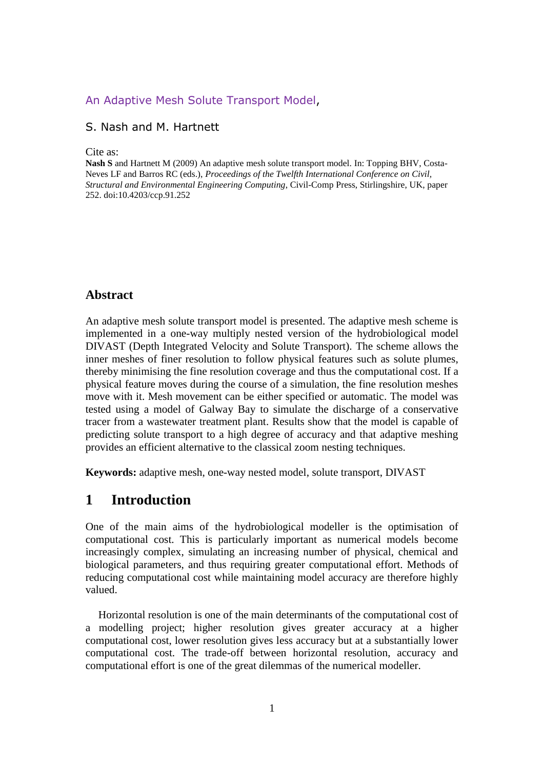An Adaptive Mesh Solute Transport Model,

S. Nash and M. Hartnett

Cite as:

**Nash S** and Hartnett M (2009) An adaptive mesh solute transport model. In: Topping BHV, Costa-Neves LF and Barros RC (eds.), *Proceedings of the Twelfth International Conference on Civil, Structural and Environmental Engineering Computing*, Civil-Comp Press, Stirlingshire, UK, paper 252. doi:10.4203/ccp.91.252

## Abstract

An adaptive mesh solute transport model is presented. The adaptive mesh scheme is implemented in a one-way multiply nested version of the hydrobiological model DIVAST (Depth Integrated Velocity and Solute Transport). The scheme allows the inner meshes of finer resolution to follow physical features such as solute plumes, thereby minimising the fine resolution coverage and thus the computational cost. If a physical feature moves during the course of a simulation, the fine resolution meshes move with it. Mesh movement can be either specified or automatic. The model was tested using a model of Galway Bay to simulate the discharge of a conservative tracer from a wastewater treatment plant. Results show that the model is capable of predicting solute transport to a high degree of accuracy and that adaptive meshing provides an efficient alternative to the classical zoom nesting techniques.

**Keywords:** adaptive mesh, one-way nested model, solute transport, DIVAST

# 1 Introduction

One of the main aims of the hydrobiological modeller is the optimisation of computational cost. This is particularly important as numerical models become increasingly complex, simulating an increasing number of physical, chemical and biological parameters, and thus requiring greater computational effort. Methods of reducing computational cost while maintaining model accuracy are therefore highly valued.

Horizontal resolution is one of the main determinants of the computational cost of a modelling project; higher resolution gives greater accuracy at a higher computational cost, lower resolution gives less accuracy but at a substantially lower computational cost. The trade-off between horizontal resolution, accuracy and computational effort is one of the great dilemmas of the numerical modeller.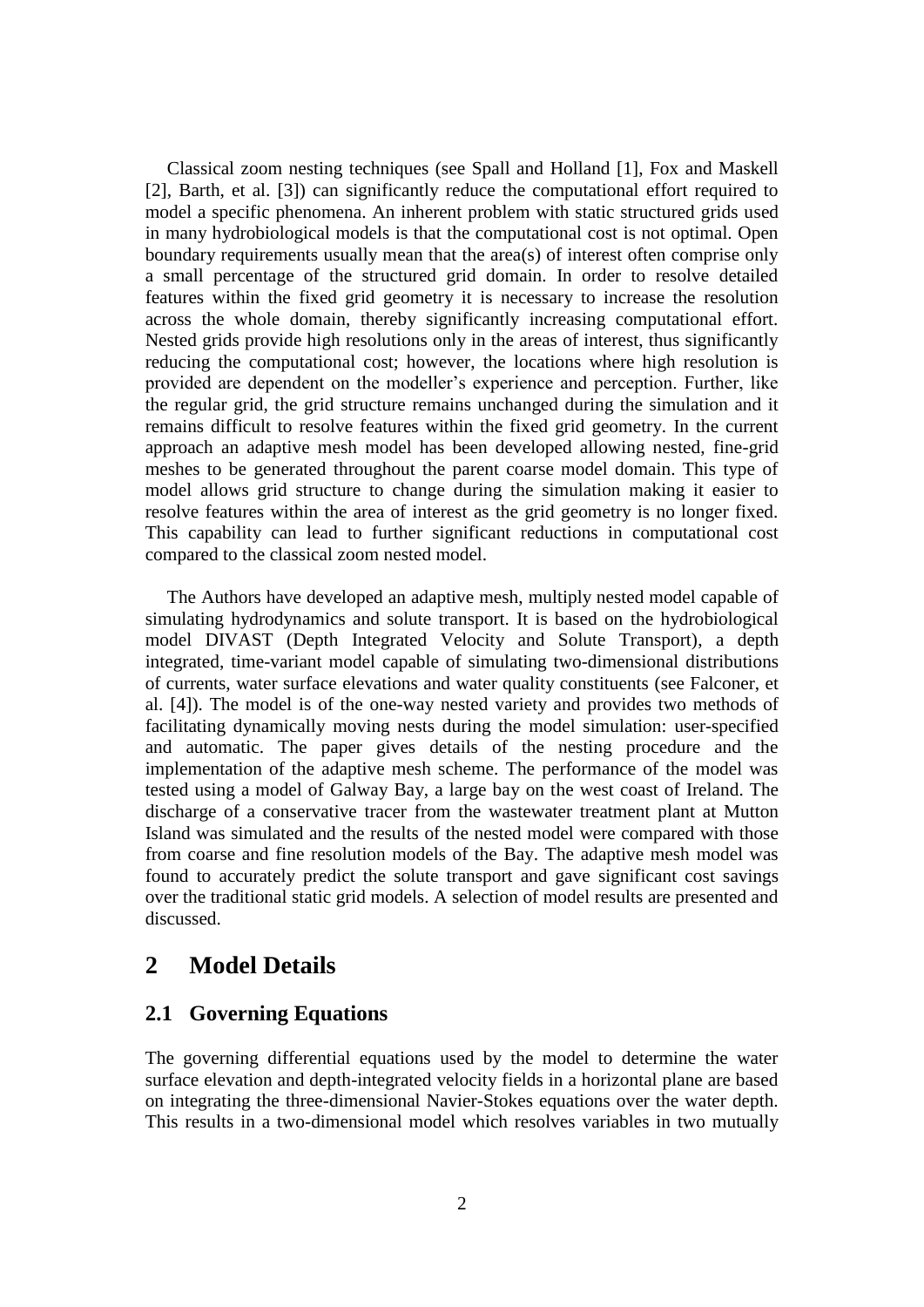Classical zoom nesting techniques (see Spall and Holland [1], Fox and Maskell [2], Barth, et al. [3]) can significantly reduce the computational effort required to model a specific phenomena. An inherent problem with static structured grids used in many hydrobiological models is that the computational cost is not optimal. Open boundary requirements usually mean that the area(s) of interest often comprise only a small percentage of the structured grid domain. In order to resolve detailed features within the fixed grid geometry it is necessary to increase the resolution across the whole domain, thereby significantly increasing computational effort. Nested grids provide high resolutions only in the areas of interest, thus significantly reducing the computational cost; however, the locations where high resolution is provided are dependent on the modeller's experience and perception. Further, like the regular grid, the grid structure remains unchanged during the simulation and it remains difficult to resolve features within the fixed grid geometry. In the current approach an adaptive mesh model has been developed allowing nested, fine-grid meshes to be generated throughout the parent coarse model domain. This type of model allows grid structure to change during the simulation making it easier to resolve features within the area of interest as the grid geometry is no longer fixed. This capability can lead to further significant reductions in computational cost compared to the classical zoom nested model.

The Authors have developed an adaptive mesh, multiply nested model capable of simulating hydrodynamics and solute transport. It is based on the hydrobiological model DIVAST (Depth Integrated Velocity and Solute Transport), a depth integrated, time-variant model capable of simulating two-dimensional distributions of currents, water surface elevations and water quality constituents (see Falconer, et al. [4]). The model is of the one-way nested variety and provides two methods of facilitating dynamically moving nests during the model simulation: user-specified and automatic. The paper gives details of the nesting procedure and the implementation of the adaptive mesh scheme. The performance of the model was tested using a model of Galway Bay, a large bay on the west coast of Ireland. The discharge of a conservative tracer from the wastewater treatment plant at Mutton Island was simulated and the results of the nested model were compared with those from coarse and fine resolution models of the Bay. The adaptive mesh model was found to accurately predict the solute transport and gave significant cost savings over the traditional static grid models. A selection of model results are presented and discussed.

## 2 Model Details

### 2.1 Governing Equations

The governing differential equations used by the model to determine the water surface elevation and depth-integrated velocity fields in a horizontal plane are based on integrating the three-dimensional Navier-Stokes equations over the water depth. This results in a two-dimensional model which resolves variables in two mutually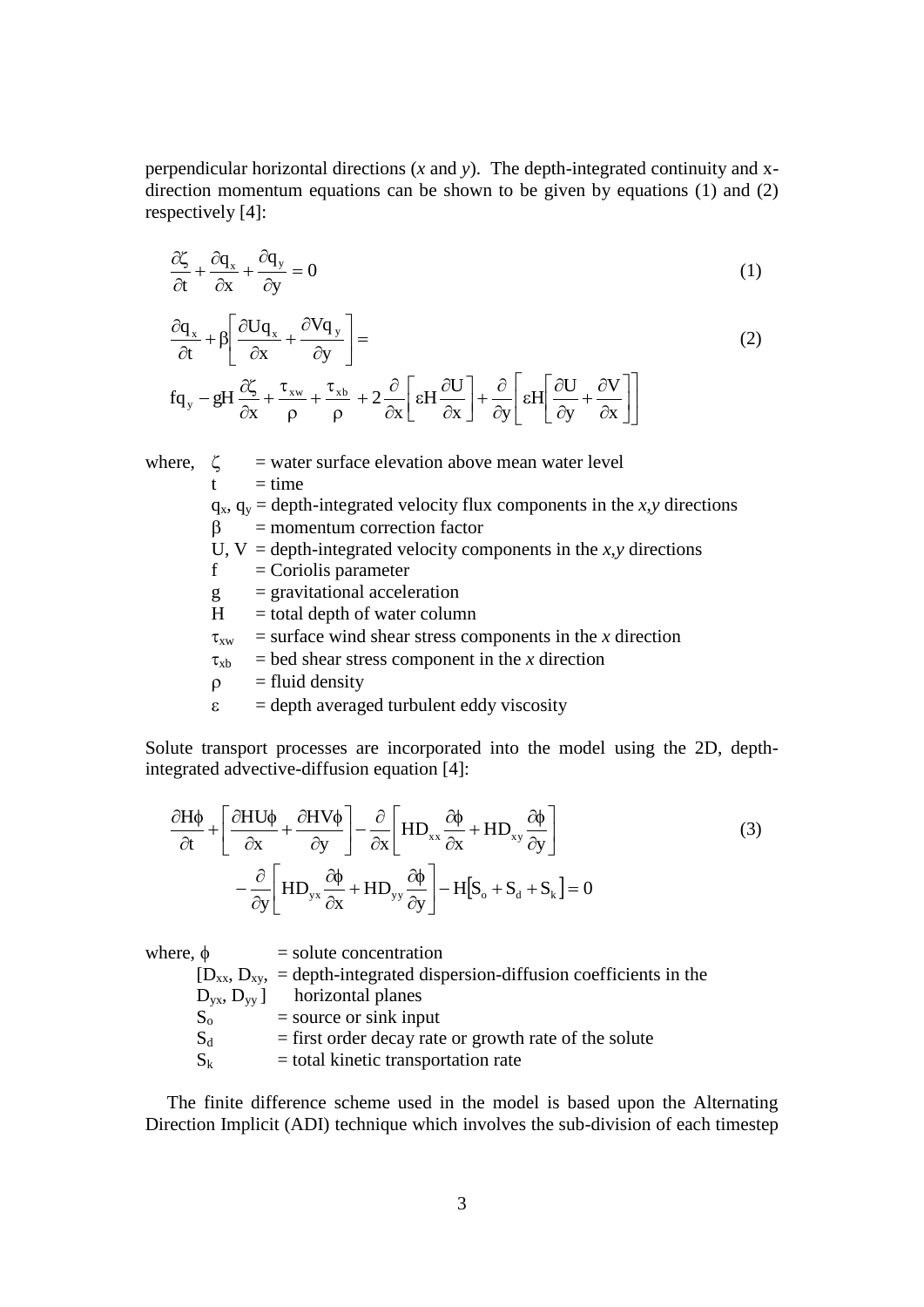perpendicular horizontal directions (*x* and *y*). The depth-integrated continuity and x-direction momentum equations can be shown to be given by equations (1) and (2) respectively [4]:

$$\frac{\partial \zeta}{\partial t} + \frac{\partial q_x}{\partial x} + \frac{\partial q_y}{\partial y} = 0 \tag{1}$$

$$\frac{\partial q_x}{\partial t} + \beta\left[\frac{\partial U q_x}{\partial x} + \frac{\partial V q_y}{\partial y}\right] = \\ f q_y - gH\frac{\partial \zeta}{\partial x} + \frac{\tau_{xw}}{\rho} + \frac{\tau_{xb}}{\rho} + 2\frac{\partial}{\partial x}\left[\varepsilon H \frac{\partial U}{\partial x}\right] + \frac{\partial}{\partial y}\left[\varepsilon H\left[\frac{\partial U}{\partial y} + \frac{\partial V}{\partial x}\right]\right] \tag{2}$$

where,
- $\zeta$ = water surface elevation above mean water level
- $t$ = time
- $q_x$, $q_y$ = depth-integrated velocity flux components in the *x,y* directions
- $\beta$ = momentum correction factor
- $U$, $V$ = depth-integrated velocity components in the *x,y* directions
- $f$ = Coriolis parameter
- $g$ = gravitational acceleration
- $H$ = total depth of water column
- $\tau_{xw}$ = surface wind shear stress components in the *x* direction
- $\tau_{xb}$ = bed shear stress component in the *x* direction
- $\rho$ = fluid density
- $\varepsilon$ = depth averaged turbulent eddy viscosity

Solute transport processes are incorporated into the model using the 2D, depth-integrated advective-diffusion equation [4]:

$$\frac{\partial H\phi}{\partial t} + \left[\frac{\partial HU\phi}{\partial x} + \frac{\partial HV\phi}{\partial y}\right] - \frac{\partial}{\partial x}\left[HD_{xx}\frac{\partial \phi}{\partial x} + HD_{xy}\frac{\partial \phi}{\partial y}\right] \\ - \frac{\partial}{\partial y}\left[HD_{yx}\frac{\partial \phi}{\partial x} + HD_{yy}\frac{\partial \phi}{\partial y}\right] - H\left[S_o + S_d + S_k\right] = 0 \tag{3}$$

where,
- $\phi$ = solute concentration
- [$D_{xx}$, $D_{xy}$, $D_{yx}$, $D_{yy}$] = depth-integrated dispersion-diffusion coefficients in the horizontal planes
- $S_o$ = source or sink input
- $S_d$ = first order decay rate or growth rate of the solute
- $S_k$ = total kinetic transportation rate

The finite difference scheme used in the model is based upon the Alternating Direction Implicit (ADI) technique which involves the sub-division of each timestep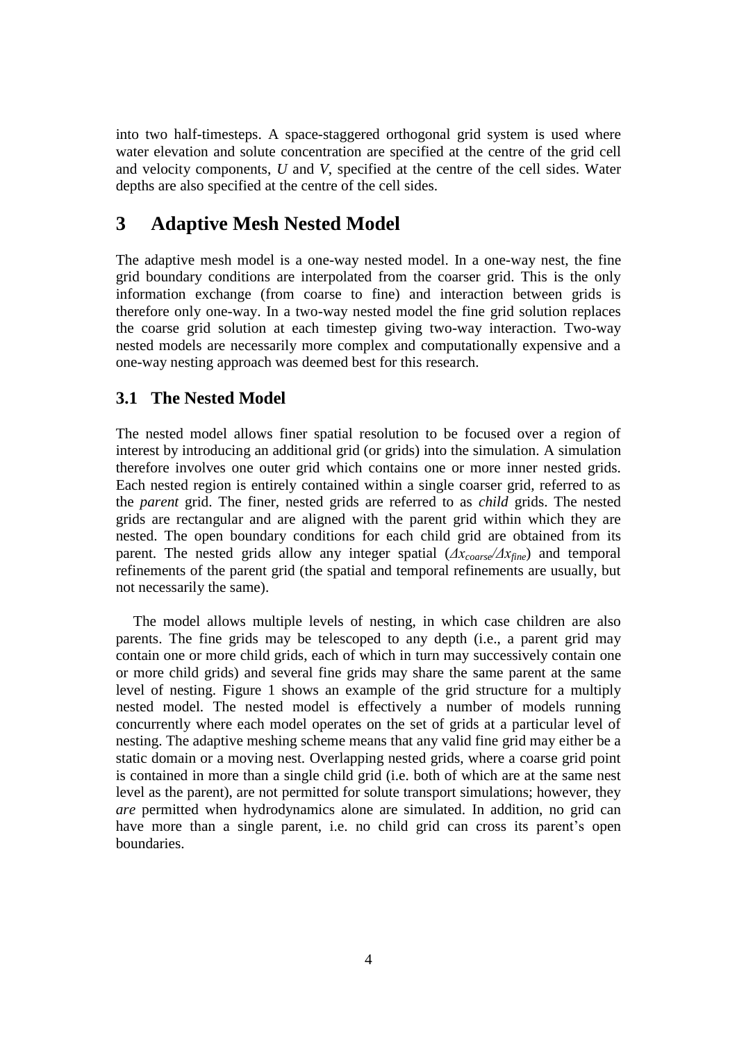into two half-timesteps. A space-staggered orthogonal grid system is used where water elevation and solute concentration are specified at the centre of the grid cell and velocity components, *U* and *V*, specified at the centre of the cell sides. Water depths are also specified at the centre of the cell sides.

# 3 Adaptive Mesh Nested Model

The adaptive mesh model is a one-way nested model. In a one-way nest, the fine grid boundary conditions are interpolated from the coarser grid. This is the only information exchange (from coarse to fine) and interaction between grids is therefore only one-way. In a two-way nested model the fine grid solution replaces the coarse grid solution at each timestep giving two-way interaction. Two-way nested models are necessarily more complex and computationally expensive and a one-way nesting approach was deemed best for this research.

## 3.1 The Nested Model

The nested model allows finer spatial resolution to be focused over a region of interest by introducing an additional grid (or grids) into the simulation. A simulation therefore involves one outer grid which contains one or more inner nested grids. Each nested region is entirely contained within a single coarser grid, referred to as the *parent* grid. The finer, nested grids are referred to as *child* grids. The nested grids are rectangular and are aligned with the parent grid within which they are nested. The open boundary conditions for each child grid are obtained from its parent. The nested grids allow any integer spatial ($\Delta x_{coarse}/\Delta x_{fine}$) and temporal refinements of the parent grid (the spatial and temporal refinements are usually, but not necessarily the same).

The model allows multiple levels of nesting, in which case children are also parents. The fine grids may be telescoped to any depth (i.e., a parent grid may contain one or more child grids, each of which in turn may successively contain one or more child grids) and several fine grids may share the same parent at the same level of nesting. Figure 1 shows an example of the grid structure for a multiply nested model. The nested model is effectively a number of models running concurrently where each model operates on the set of grids at a particular level of nesting. The adaptive meshing scheme means that any valid fine grid may either be a static domain or a moving nest. Overlapping nested grids, where a coarse grid point is contained in more than a single child grid (i.e. both of which are at the same nest level as the parent), are not permitted for solute transport simulations; however, they *are* permitted when hydrodynamics alone are simulated. In addition, no grid can have more than a single parent, i.e. no child grid can cross its parent's open boundaries.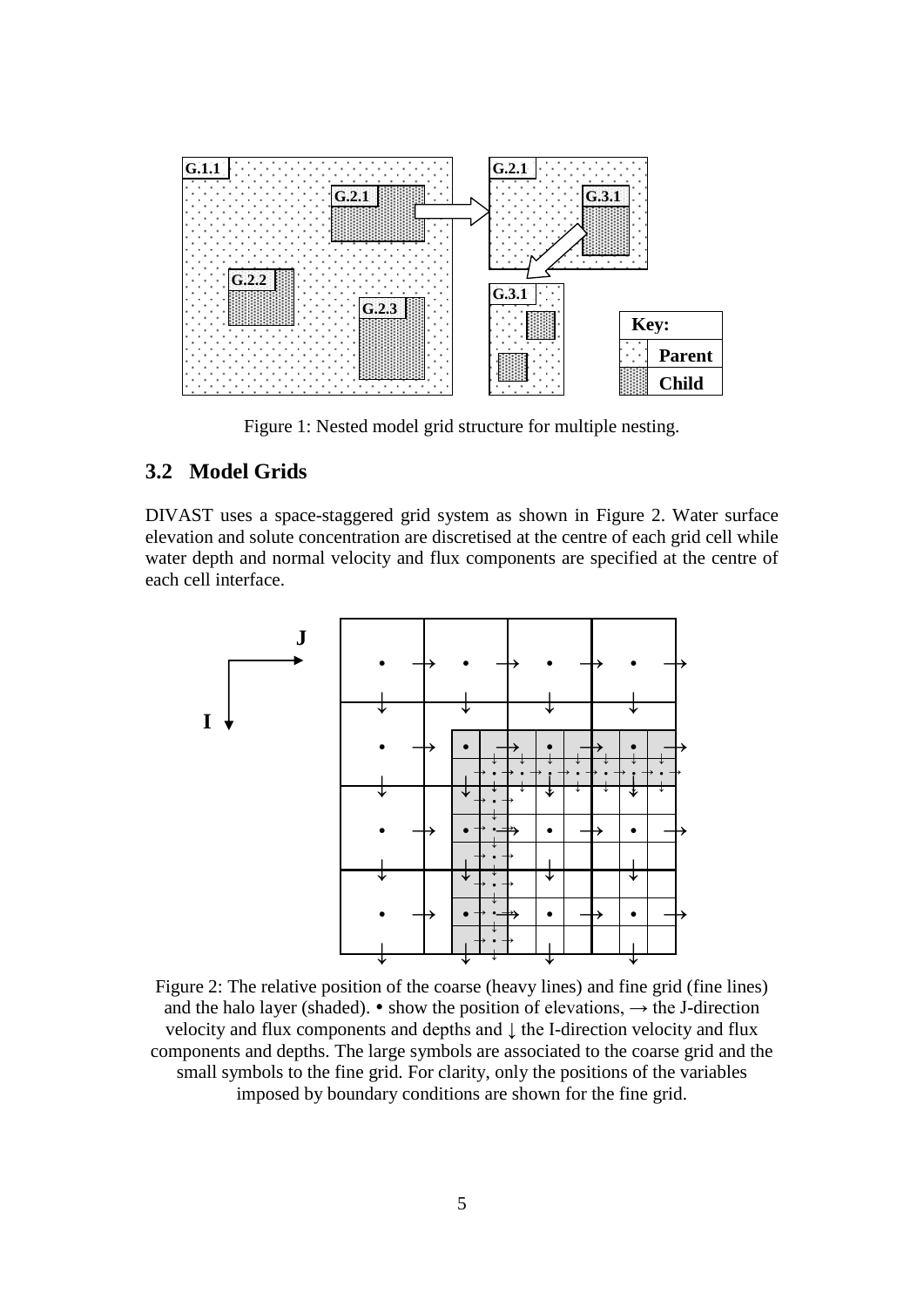Figure 1: Nested model grid structure for multiple nesting.

## 3.2 Model Grids

DIVAST uses a space-staggered grid system as shown in Figure 2. Water surface elevation and solute concentration are discretised at the centre of each grid cell while water depth and normal velocity and flux components are specified at the centre of each cell interface.

Figure 2: The relative position of the coarse (heavy lines) and fine grid (fine lines) and the halo layer (shaded). • show the position of elevations, → the J-direction velocity and flux components and depths and ↓ the I-direction velocity and flux components and depths. The large symbols are associated to the coarse grid and the small symbols to the fine grid. For clarity, only the positions of the variables imposed by boundary conditions are shown for the fine grid.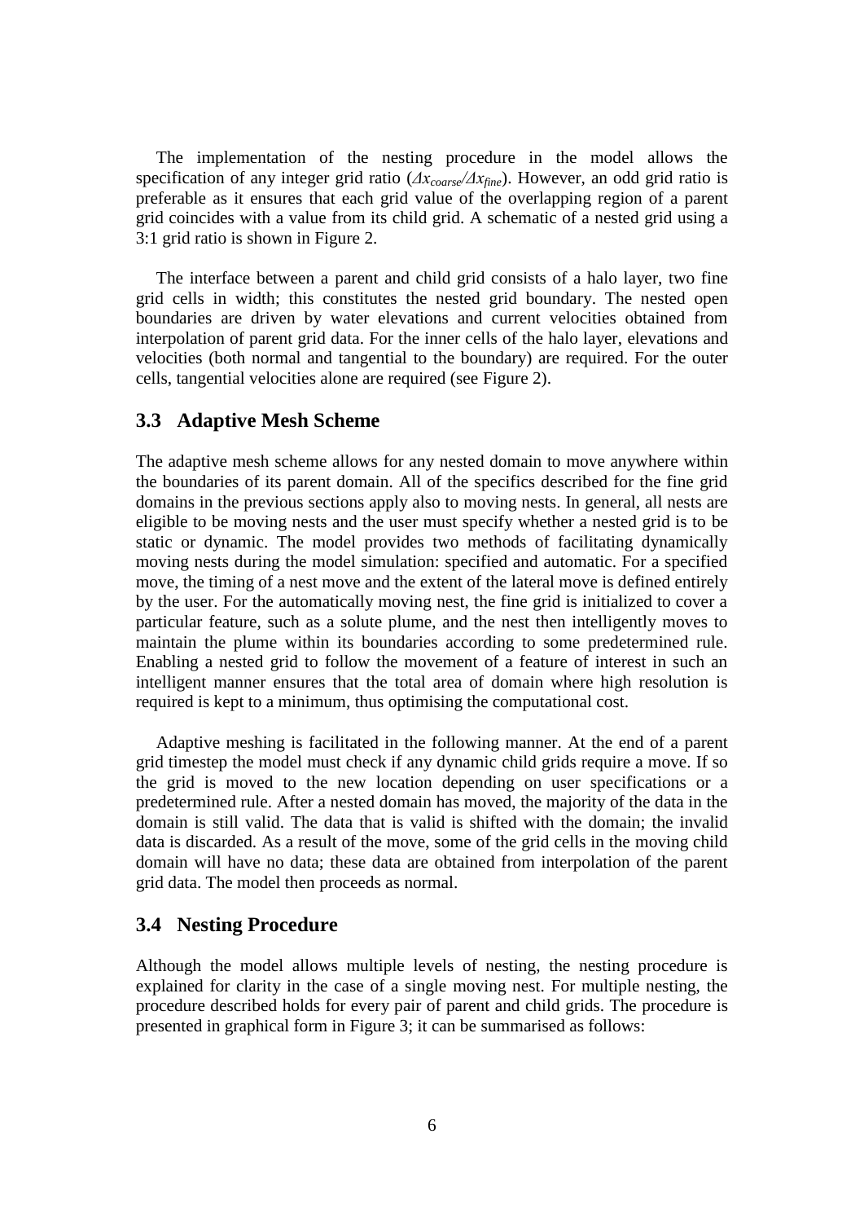The implementation of the nesting procedure in the model allows the specification of any integer grid ratio ($\Delta x_{coarse}/\Delta x_{fine}$). However, an odd grid ratio is preferable as it ensures that each grid value of the overlapping region of a parent grid coincides with a value from its child grid. A schematic of a nested grid using a 3:1 grid ratio is shown in Figure 2.

The interface between a parent and child grid consists of a halo layer, two fine grid cells in width; this constitutes the nested grid boundary. The nested open boundaries are driven by water elevations and current velocities obtained from interpolation of parent grid data. For the inner cells of the halo layer, elevations and velocities (both normal and tangential to the boundary) are required. For the outer cells, tangential velocities alone are required (see Figure 2).

## 3.3 Adaptive Mesh Scheme

The adaptive mesh scheme allows for any nested domain to move anywhere within the boundaries of its parent domain. All of the specifics described for the fine grid domains in the previous sections apply also to moving nests. In general, all nests are eligible to be moving nests and the user must specify whether a nested grid is to be static or dynamic. The model provides two methods of facilitating dynamically moving nests during the model simulation: specified and automatic. For a specified move, the timing of a nest move and the extent of the lateral move is defined entirely by the user. For the automatically moving nest, the fine grid is initialized to cover a particular feature, such as a solute plume, and the nest then intelligently moves to maintain the plume within its boundaries according to some predetermined rule. Enabling a nested grid to follow the movement of a feature of interest in such an intelligent manner ensures that the total area of domain where high resolution is required is kept to a minimum, thus optimising the computational cost.

Adaptive meshing is facilitated in the following manner. At the end of a parent grid timestep the model must check if any dynamic child grids require a move. If so the grid is moved to the new location depending on user specifications or a predetermined rule. After a nested domain has moved, the majority of the data in the domain is still valid. The data that is valid is shifted with the domain; the invalid data is discarded. As a result of the move, some of the grid cells in the moving child domain will have no data; these data are obtained from interpolation of the parent grid data. The model then proceeds as normal.

## 3.4 Nesting Procedure

Although the model allows multiple levels of nesting, the nesting procedure is explained for clarity in the case of a single moving nest. For multiple nesting, the procedure described holds for every pair of parent and child grids. The procedure is presented in graphical form in Figure 3; it can be summarised as follows: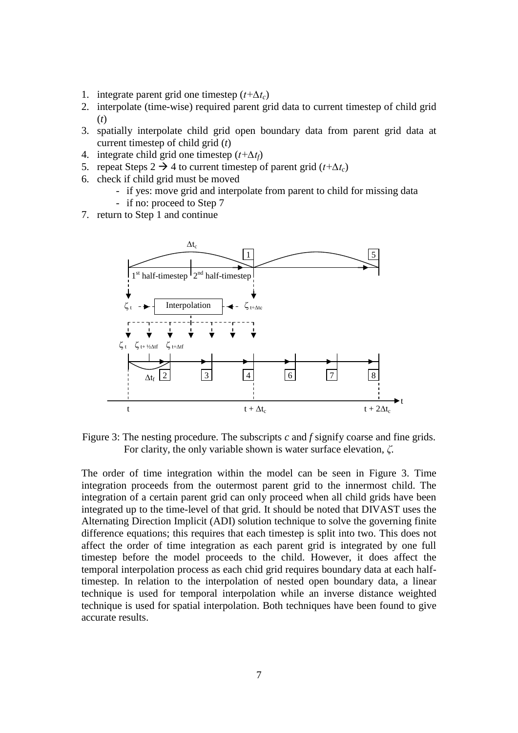1. integrate parent grid one timestep ($t+\Delta t_c$)
2. interpolate (time-wise) required parent grid data to current timestep of child grid ($t$)
3. spatially interpolate child grid open boundary data from parent grid data at current timestep of child grid ($t$)
4. integrate child grid one timestep ($t+\Delta t_f$)
5. repeat Steps 2 → 4 to current timestep of parent grid ($t+\Delta t_c$)
6. check if child grid must be moved
   - if yes: move grid and interpolate from parent to child for missing data
   - if no: proceed to Step 7
7. return to Step 1 and continue

Figure 3: The nesting procedure. The subscripts *c* and *f* signify coarse and fine grids. For clarity, the only variable shown is water surface elevation, $\zeta$.

The order of time integration within the model can be seen in Figure 3. Time integration proceeds from the outermost parent grid to the innermost child. The integration of a certain parent grid can only proceed when all child grids have been integrated up to the time-level of that grid. It should be noted that DIVAST uses the Alternating Direction Implicit (ADI) solution technique to solve the governing finite difference equations; this requires that each timestep is split into two. This does not affect the order of time integration as each parent grid is integrated by one full timestep before the model proceeds to the child. However, it does affect the temporal interpolation process as each chid grid requires boundary data at each half-timestep. In relation to the interpolation of nested open boundary data, a linear technique is used for temporal interpolation while an inverse distance weighted technique is used for spatial interpolation. Both techniques have been found to give accurate results.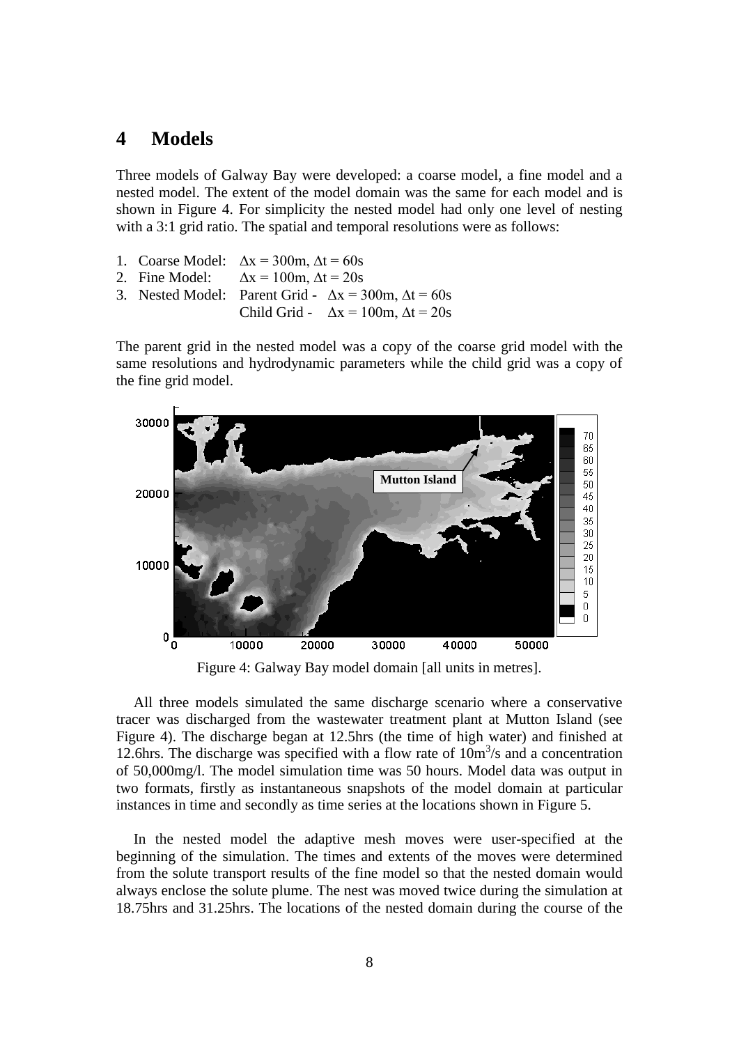# 4 Models

Three models of Galway Bay were developed: a coarse model, a fine model and a nested model. The extent of the model domain was the same for each model and is shown in Figure 4. For simplicity the nested model had only one level of nesting with a 3:1 grid ratio. The spatial and temporal resolutions were as follows:

1. Coarse Model: $\Delta x = 300\text{m}$, $\Delta t = 60\text{s}$
2. Fine Model: $\Delta x = 100\text{m}$, $\Delta t = 20\text{s}$
3. Nested Model: Parent Grid - $\Delta x = 300\text{m}$, $\Delta t = 60\text{s}$
   Child Grid - $\Delta x = 100\text{m}$, $\Delta t = 20\text{s}$

The parent grid in the nested model was a copy of the coarse grid model with the same resolutions and hydrodynamic parameters while the child grid was a copy of the fine grid model.

Figure 4: Galway Bay model domain [all units in metres].

All three models simulated the same discharge scenario where a conservative tracer was discharged from the wastewater treatment plant at Mutton Island (see Figure 4). The discharge began at 12.5hrs (the time of high water) and finished at 12.6hrs. The discharge was specified with a flow rate of $10\text{m}^3/\text{s}$ and a concentration of 50,000mg/l. The model simulation time was 50 hours. Model data was output in two formats, firstly as instantaneous snapshots of the model domain at particular instances in time and secondly as time series at the locations shown in Figure 5.

In the nested model the adaptive mesh moves were user-specified at the beginning of the simulation. The times and extents of the moves were determined from the solute transport results of the fine model so that the nested domain would always enclose the solute plume. The nest was moved twice during the simulation at 18.75hrs and 31.25hrs. The locations of the nested domain during the course of the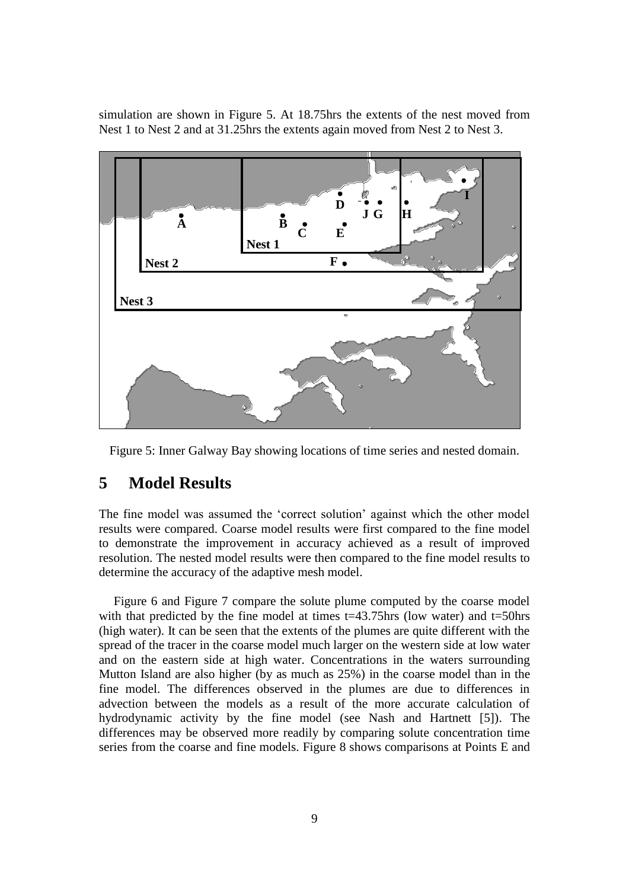simulation are shown in Figure 5. At 18.75hrs the extents of the nest moved from Nest 1 to Nest 2 and at 31.25hrs the extents again moved from Nest 2 to Nest 3.

Figure 5: Inner Galway Bay showing locations of time series and nested domain.

## 5 Model Results

The fine model was assumed the 'correct solution' against which the other model results were compared. Coarse model results were first compared to the fine model to demonstrate the improvement in accuracy achieved as a result of improved resolution. The nested model results were then compared to the fine model results to determine the accuracy of the adaptive mesh model.

Figure 6 and Figure 7 compare the solute plume computed by the coarse model with that predicted by the fine model at times t=43.75hrs (low water) and t=50hrs (high water). It can be seen that the extents of the plumes are quite different with the spread of the tracer in the coarse model much larger on the western side at low water and on the eastern side at high water. Concentrations in the waters surrounding Mutton Island are also higher (by as much as 25%) in the coarse model than in the fine model. The differences observed in the plumes are due to differences in advection between the models as a result of the more accurate calculation of hydrodynamic activity by the fine model (see Nash and Hartnett [5]). The differences may be observed more readily by comparing solute concentration time series from the coarse and fine models. Figure 8 shows comparisons at Points E and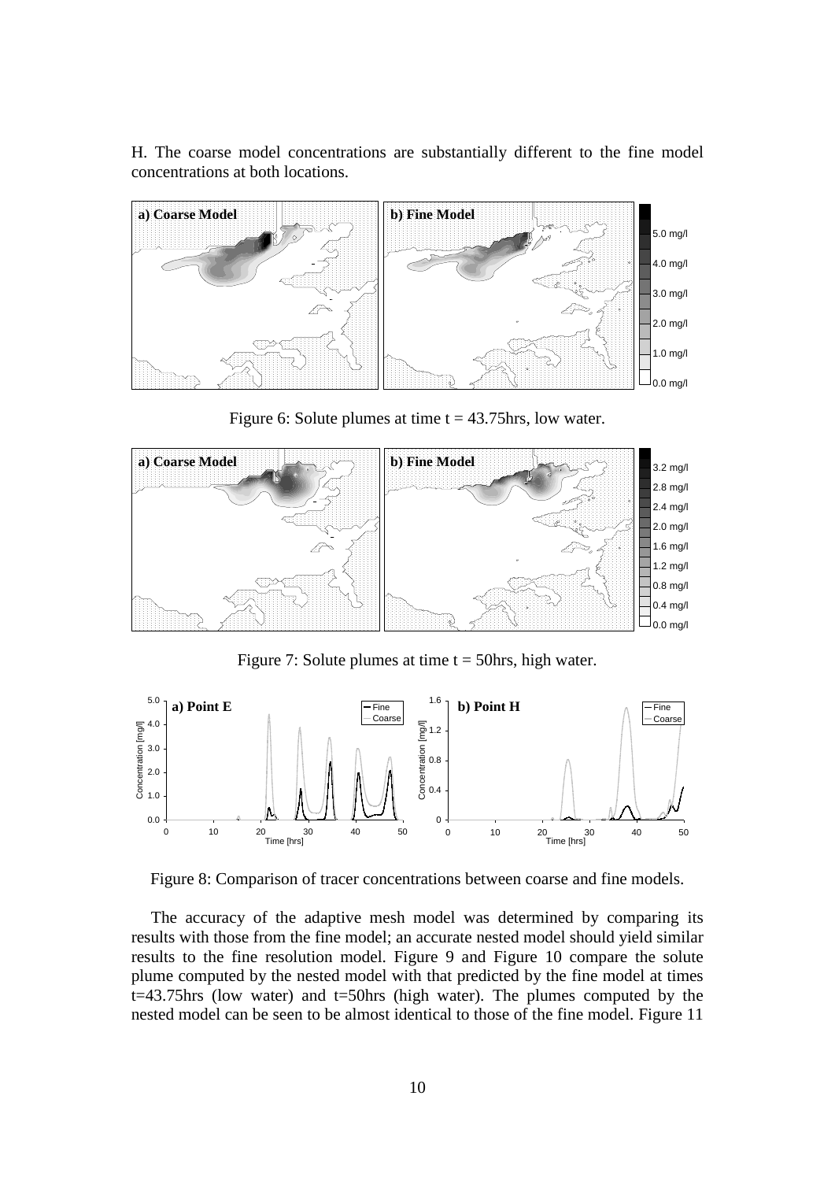H. The coarse model concentrations are substantially different to the fine model concentrations at both locations.

Figure 6: Solute plumes at time t = 43.75hrs, low water.

Figure 7: Solute plumes at time t = 50hrs, high water.

Figure 8: Comparison of tracer concentrations between coarse and fine models.

The accuracy of the adaptive mesh model was determined by comparing its results with those from the fine model; an accurate nested model should yield similar results to the fine resolution model. Figure 9 and Figure 10 compare the solute plume computed by the nested model with that predicted by the fine model at times t=43.75hrs (low water) and t=50hrs (high water). The plumes computed by the nested model can be seen to be almost identical to those of the fine model. Figure 11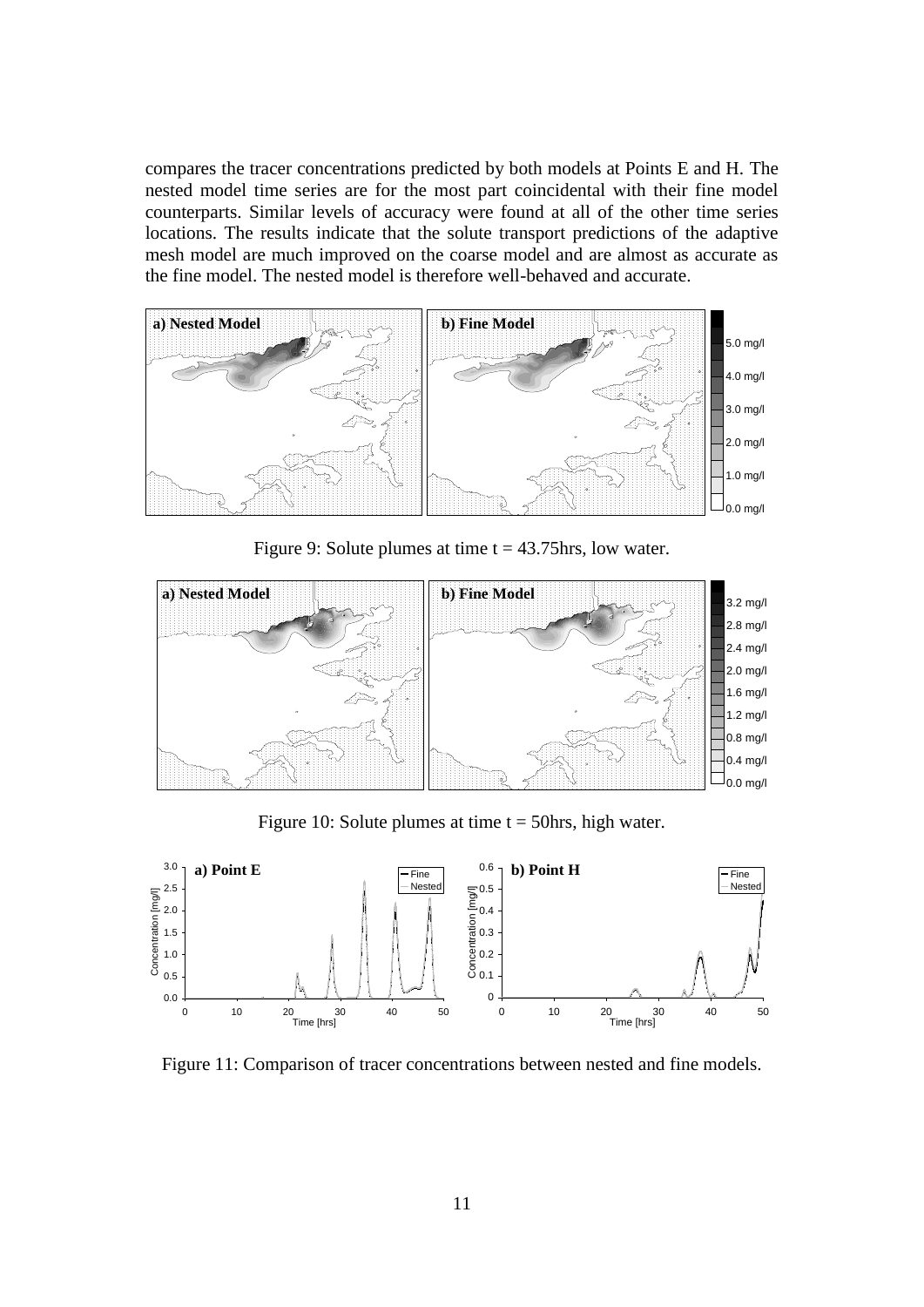compares the tracer concentrations predicted by both models at Points E and H. The nested model time series are for the most part coincidental with their fine model counterparts. Similar levels of accuracy were found at all of the other time series locations. The results indicate that the solute transport predictions of the adaptive mesh model are much improved on the coarse model and are almost as accurate as the fine model. The nested model is therefore well-behaved and accurate.

Figure 9: Solute plumes at time t = 43.75hrs, low water.

Figure 10: Solute plumes at time t = 50hrs, high water.

Figure 11: Comparison of tracer concentrations between nested and fine models.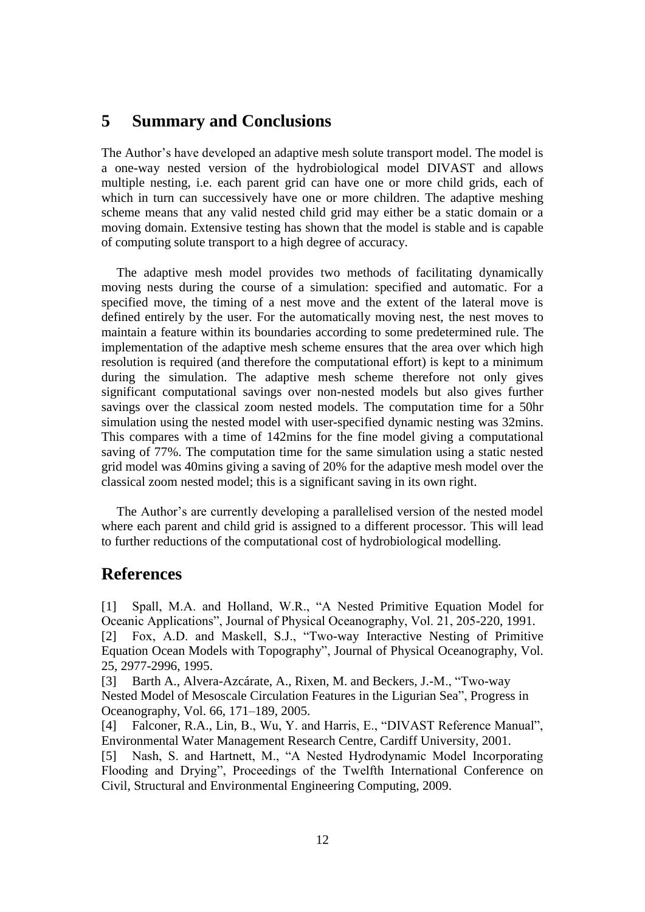## 5 Summary and Conclusions

The Author's have developed an adaptive mesh solute transport model. The model is a one-way nested version of the hydrobiological model DIVAST and allows multiple nesting, i.e. each parent grid can have one or more child grids, each of which in turn can successively have one or more children. The adaptive meshing scheme means that any valid nested child grid may either be a static domain or a moving domain. Extensive testing has shown that the model is stable and is capable of computing solute transport to a high degree of accuracy.

The adaptive mesh model provides two methods of facilitating dynamically moving nests during the course of a simulation: specified and automatic. For a specified move, the timing of a nest move and the extent of the lateral move is defined entirely by the user. For the automatically moving nest, the nest moves to maintain a feature within its boundaries according to some predetermined rule. The implementation of the adaptive mesh scheme ensures that the area over which high resolution is required (and therefore the computational effort) is kept to a minimum during the simulation. The adaptive mesh scheme therefore not only gives significant computational savings over non-nested models but also gives further savings over the classical zoom nested models. The computation time for a 50hr simulation using the nested model with user-specified dynamic nesting was 32mins. This compares with a time of 142mins for the fine model giving a computational saving of 77%. The computation time for the same simulation using a static nested grid model was 40mins giving a saving of 20% for the adaptive mesh model over the classical zoom nested model; this is a significant saving in its own right.

The Author's are currently developing a parallelised version of the nested model where each parent and child grid is assigned to a different processor. This will lead to further reductions of the computational cost of hydrobiological modelling.

## References

[1] Spall, M.A. and Holland, W.R., "A Nested Primitive Equation Model for Oceanic Applications", Journal of Physical Oceanography, Vol. 21, 205-220, 1991.

[2] Fox, A.D. and Maskell, S.J., "Two-way Interactive Nesting of Primitive Equation Ocean Models with Topography", Journal of Physical Oceanography, Vol. 25, 2977-2996, 1995.

[3] Barth A., Alvera-Azcárate, A., Rixen, M. and Beckers, J.-M., "Two-way Nested Model of Mesoscale Circulation Features in the Ligurian Sea", Progress in Oceanography, Vol. 66, 171–189, 2005.

[4] Falconer, R.A., Lin, B., Wu, Y. and Harris, E., "DIVAST Reference Manual", Environmental Water Management Research Centre, Cardiff University, 2001.

[5] Nash, S. and Hartnett, M., "A Nested Hydrodynamic Model Incorporating Flooding and Drying", Proceedings of the Twelfth International Conference on Civil, Structural and Environmental Engineering Computing, 2009.